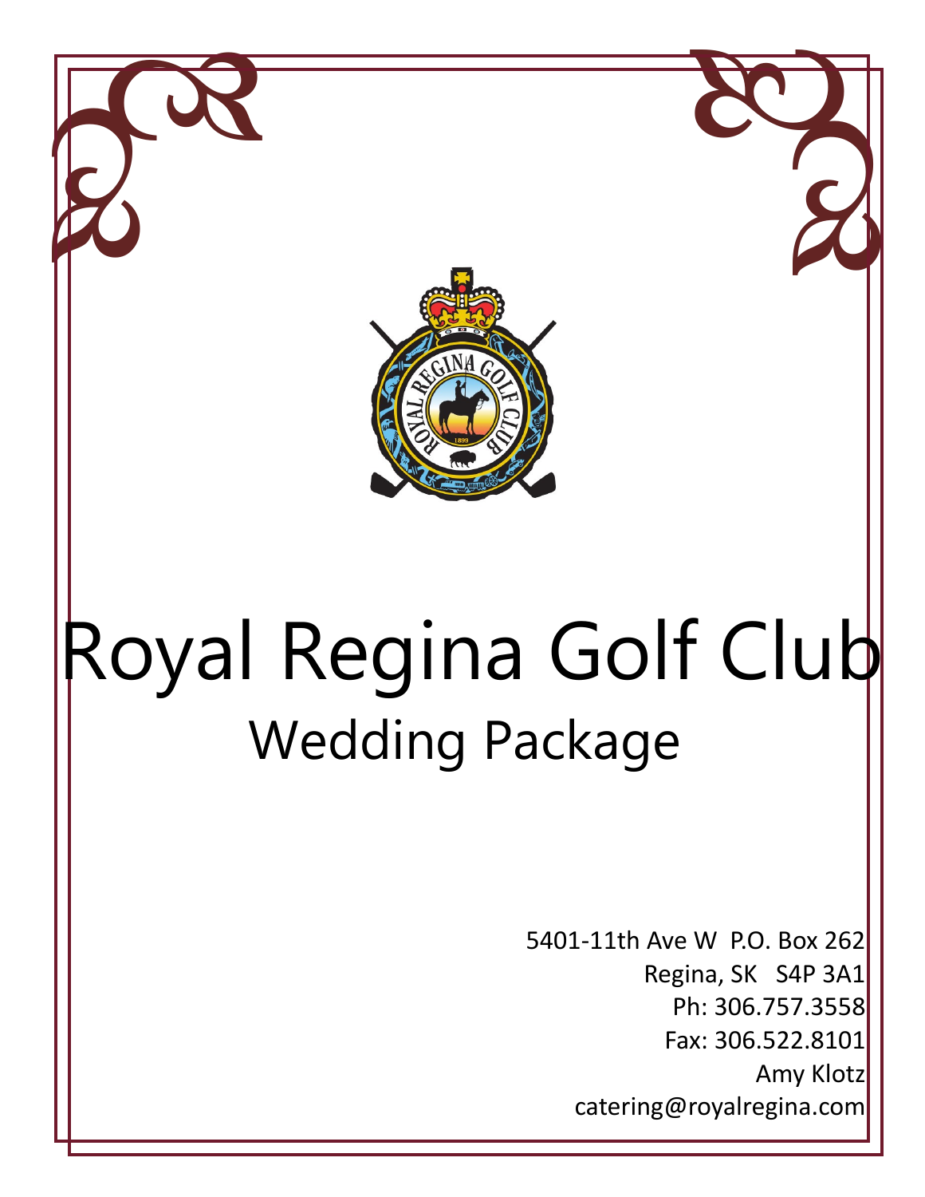# Royal Regina Golf Club

## Wedding Package

5401-11th Ave W P.O. Box 262
Regina, SK S4P 3A1
Ph: 306.757.3558
Fax: 306.522.8101
Amy Klotz
catering@royalregina.com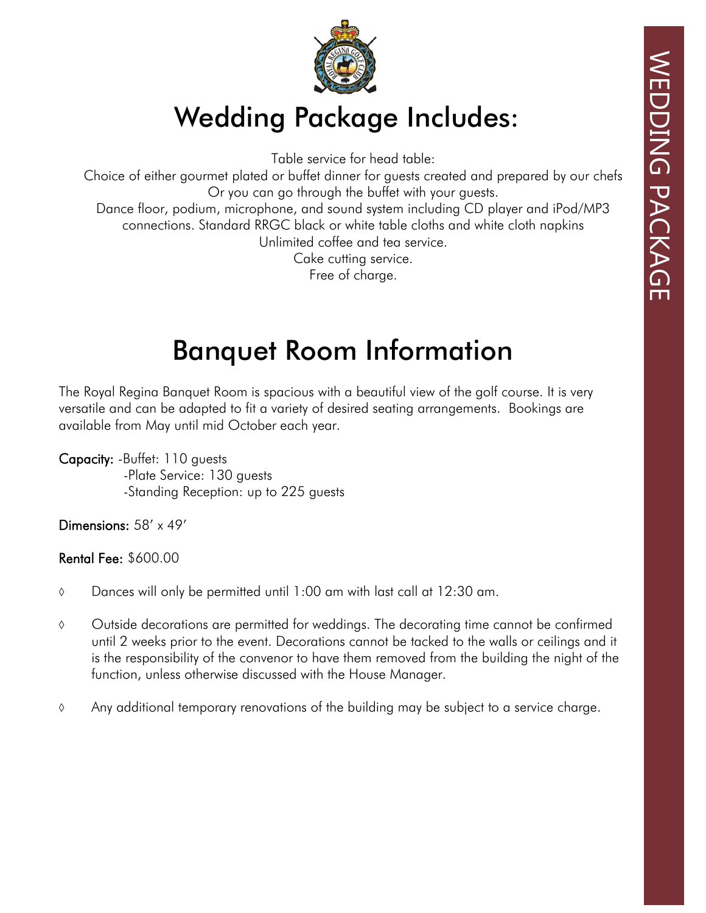# Wedding Package Includes:

Table service for head table:
Choice of either gourmet plated or buffet dinner for guests created and prepared by our chefs
Or you can go through the buffet with your guests.
Dance floor, podium, microphone, and sound system including CD player and iPod/MP3 connections. Standard RRGC black or white table cloths and white cloth napkins
Unlimited coffee and tea service.
Cake cutting service.
Free of charge.

# Banquet Room Information

The Royal Regina Banquet Room is spacious with a beautiful view of the golf course. It is very versatile and can be adapted to fit a variety of desired seating arrangements. Bookings are available from May until mid October each year.

**Capacity:** -Buffet: 110 guests
-Plate Service: 130 guests
-Standing Reception: up to 225 guests

**Dimensions:** 58′ x 49′

**Rental Fee:** $600.00

- Dances will only be permitted until 1:00 am with last call at 12:30 am.
- Outside decorations are permitted for weddings. The decorating time cannot be confirmed until 2 weeks prior to the event. Decorations cannot be tacked to the walls or ceilings and it is the responsibility of the convenor to have them removed from the building the night of the function, unless otherwise discussed with the House Manager.
- Any additional temporary renovations of the building may be subject to a service charge.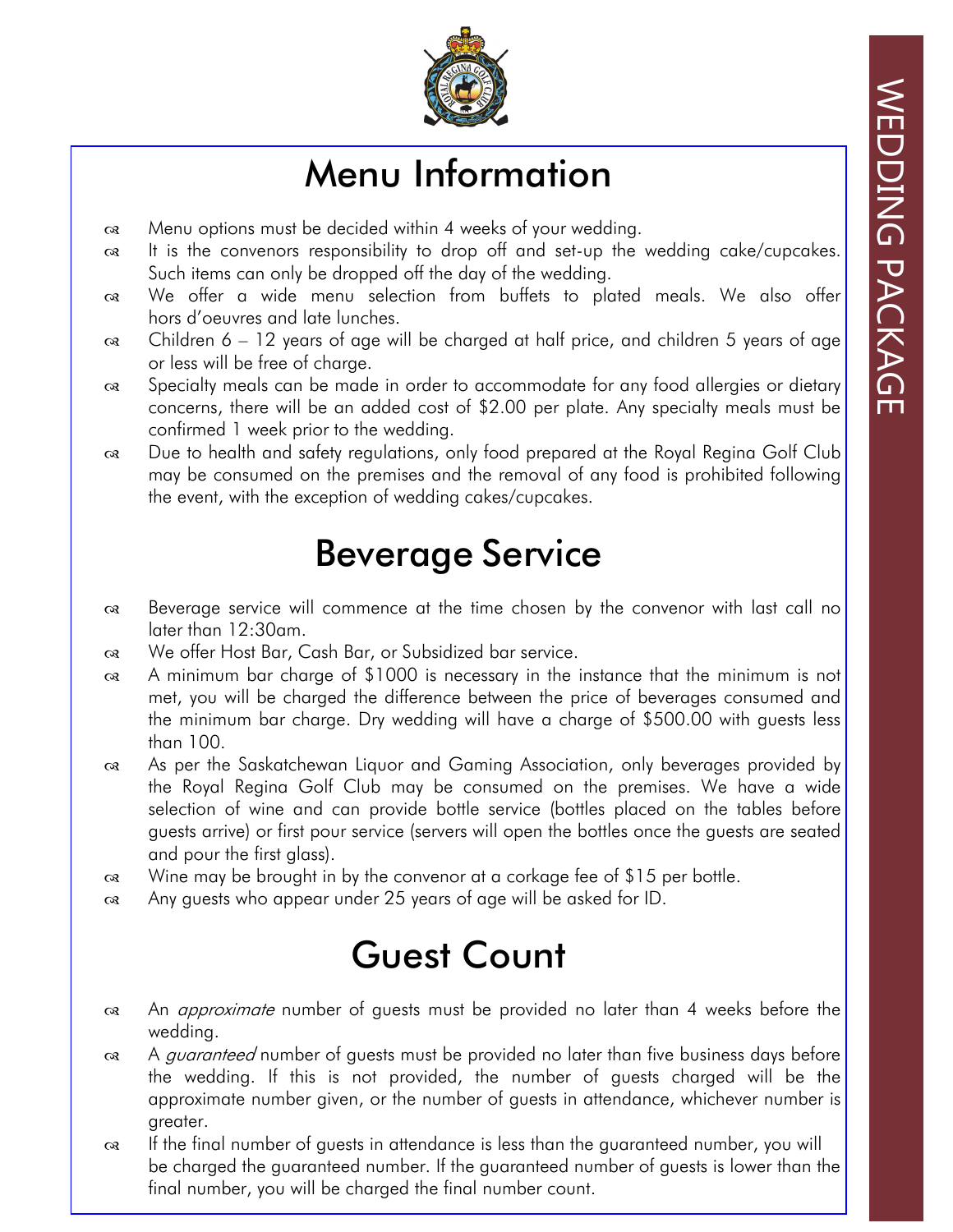# Menu Information

- Menu options must be decided within 4 weeks of your wedding.
- It is the convenors responsibility to drop off and set-up the wedding cake/cupcakes. Such items can only be dropped off the day of the wedding.
- We offer a wide menu selection from buffets to plated meals. We also offer hors d'oeuvres and late lunches.
- Children 6 – 12 years of age will be charged at half price, and children 5 years of age or less will be free of charge.
- Specialty meals can be made in order to accommodate for any food allergies or dietary concerns, there will be an added cost of $2.00 per plate. Any specialty meals must be confirmed 1 week prior to the wedding.
- Due to health and safety regulations, only food prepared at the Royal Regina Golf Club may be consumed on the premises and the removal of any food is prohibited following the event, with the exception of wedding cakes/cupcakes.

# Beverage Service

- Beverage service will commence at the time chosen by the convenor with last call no later than 12:30am.
- We offer Host Bar, Cash Bar, or Subsidized bar service.
- A minimum bar charge of $1000 is necessary in the instance that the minimum is not met, you will be charged the difference between the price of beverages consumed and the minimum bar charge. Dry wedding will have a charge of $500.00 with guests less than 100.
- As per the Saskatchewan Liquor and Gaming Association, only beverages provided by the Royal Regina Golf Club may be consumed on the premises. We have a wide selection of wine and can provide bottle service (bottles placed on the tables before guests arrive) or first pour service (servers will open the bottles once the guests are seated and pour the first glass).
- Wine may be brought in by the convenor at a corkage fee of $15 per bottle.
- Any guests who appear under 25 years of age will be asked for ID.

# Guest Count

- An *approximate* number of guests must be provided no later than 4 weeks before the wedding.
- A *guaranteed* number of guests must be provided no later than five business days before the wedding. If this is not provided, the number of guests charged will be the approximate number given, or the number of guests in attendance, whichever number is greater.
- If the final number of guests in attendance is less than the guaranteed number, you will be charged the guaranteed number. If the guaranteed number of guests is lower than the final number, you will be charged the final number count.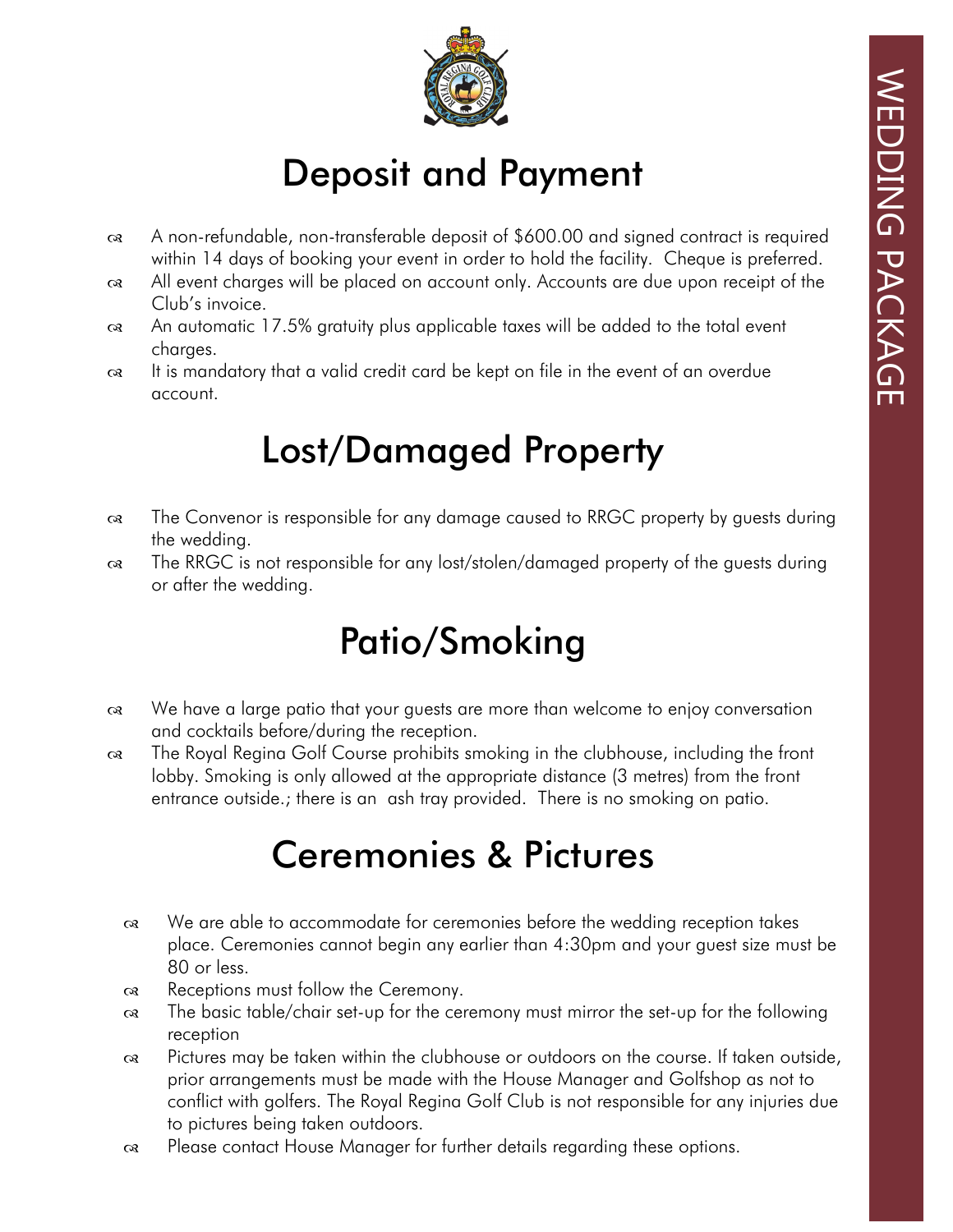# Deposit and Payment

- A non-refundable, non-transferable deposit of $600.00 and signed contract is required within 14 days of booking your event in order to hold the facility. Cheque is preferred.
- All event charges will be placed on account only. Accounts are due upon receipt of the Club's invoice.
- An automatic 17.5% gratuity plus applicable taxes will be added to the total event charges.
- It is mandatory that a valid credit card be kept on file in the event of an overdue account.

# Lost/Damaged Property

- The Convenor is responsible for any damage caused to RRGC property by guests during the wedding.
- The RRGC is not responsible for any lost/stolen/damaged property of the guests during or after the wedding.

# Patio/Smoking

- We have a large patio that your guests are more than welcome to enjoy conversation and cocktails before/during the reception.
- The Royal Regina Golf Course prohibits smoking in the clubhouse, including the front lobby. Smoking is only allowed at the appropriate distance (3 metres) from the front entrance outside.; there is an ash tray provided. There is no smoking on patio.

# Ceremonies & Pictures

- We are able to accommodate for ceremonies before the wedding reception takes place. Ceremonies cannot begin any earlier than 4:30pm and your guest size must be 80 or less.
- Receptions must follow the Ceremony.
- The basic table/chair set-up for the ceremony must mirror the set-up for the following reception
- Pictures may be taken within the clubhouse or outdoors on the course. If taken outside, prior arrangements must be made with the House Manager and Golfshop as not to conflict with golfers. The Royal Regina Golf Club is not responsible for any injuries due to pictures being taken outdoors.
- Please contact House Manager for further details regarding these options.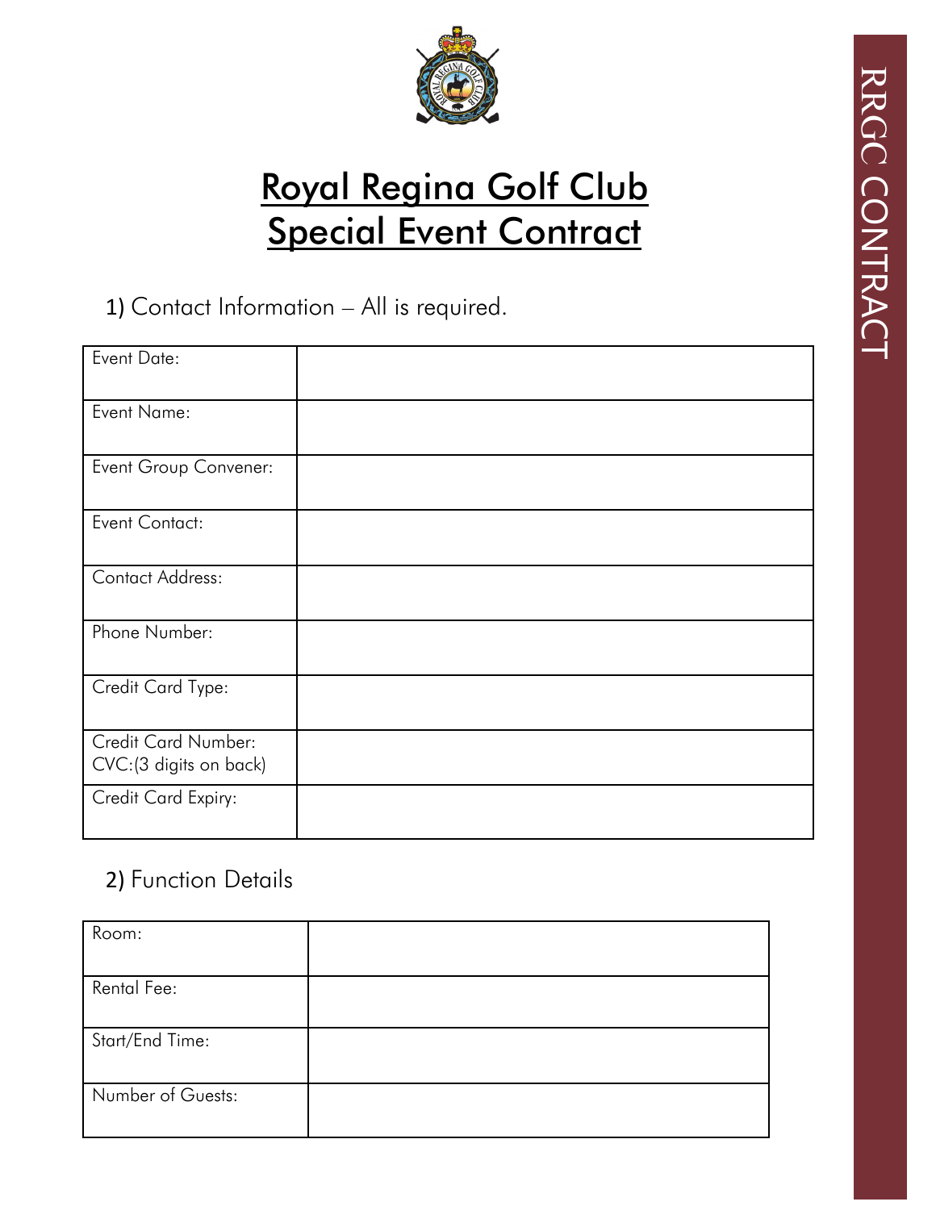# Royal Regina Golf Club
# Special Event Contract

1) Contact Information – All is required.

| Event Date: | |
|---|---|
| Event Name: | |
| Event Group Convener: | |
| Event Contact: | |
| Contact Address: | |
| Phone Number: | |
| Credit Card Type: | |
| Credit Card Number:<br>CVC:(3 digits on back) | |
| Credit Card Expiry: | |

2) Function Details

| Room: | |
|---|---|
| Rental Fee: | |
| Start/End Time: | |
| Number of Guests: | |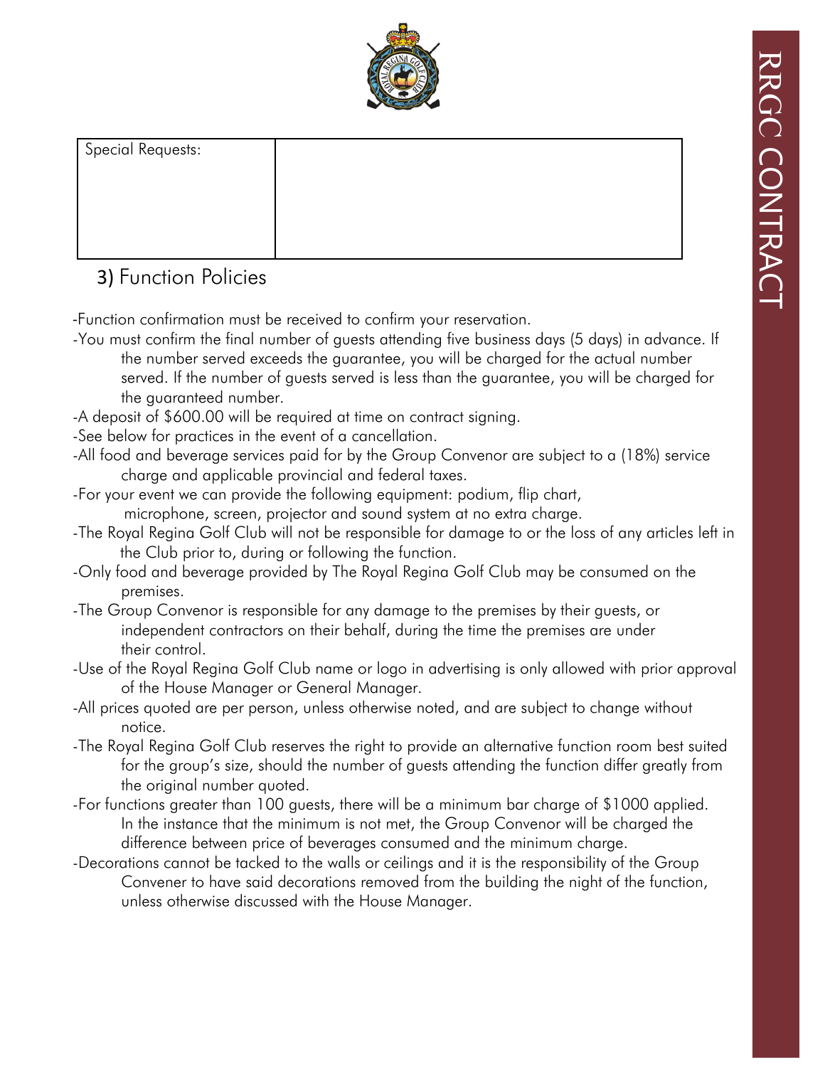| Special Requests: | |
|---|---|

## 3) Function Policies

-Function confirmation must be received to confirm your reservation.

-You must confirm the final number of guests attending five business days (5 days) in advance. If the number served exceeds the guarantee, you will be charged for the actual number served. If the number of guests served is less than the guarantee, you will be charged for the guaranteed number.

-A deposit of $600.00 will be required at time on contract signing.

-See below for practices in the event of a cancellation.

-All food and beverage services paid for by the Group Convenor are subject to a (18%) service charge and applicable provincial and federal taxes.

-For your event we can provide the following equipment: podium, flip chart, microphone, screen, projector and sound system at no extra charge.

-The Royal Regina Golf Club will not be responsible for damage to or the loss of any articles left in the Club prior to, during or following the function.

-Only food and beverage provided by The Royal Regina Golf Club may be consumed on the premises.

-The Group Convenor is responsible for any damage to the premises by their guests, or independent contractors on their behalf, during the time the premises are under their control.

-Use of the Royal Regina Golf Club name or logo in advertising is only allowed with prior approval of the House Manager or General Manager.

-All prices quoted are per person, unless otherwise noted, and are subject to change without notice.

-The Royal Regina Golf Club reserves the right to provide an alternative function room best suited for the group's size, should the number of guests attending the function differ greatly from the original number quoted.

-For functions greater than 100 guests, there will be a minimum bar charge of $1000 applied. In the instance that the minimum is not met, the Group Convenor will be charged the difference between price of beverages consumed and the minimum charge.

-Decorations cannot be tacked to the walls or ceilings and it is the responsibility of the Group Convener to have said decorations removed from the building the night of the function, unless otherwise discussed with the House Manager.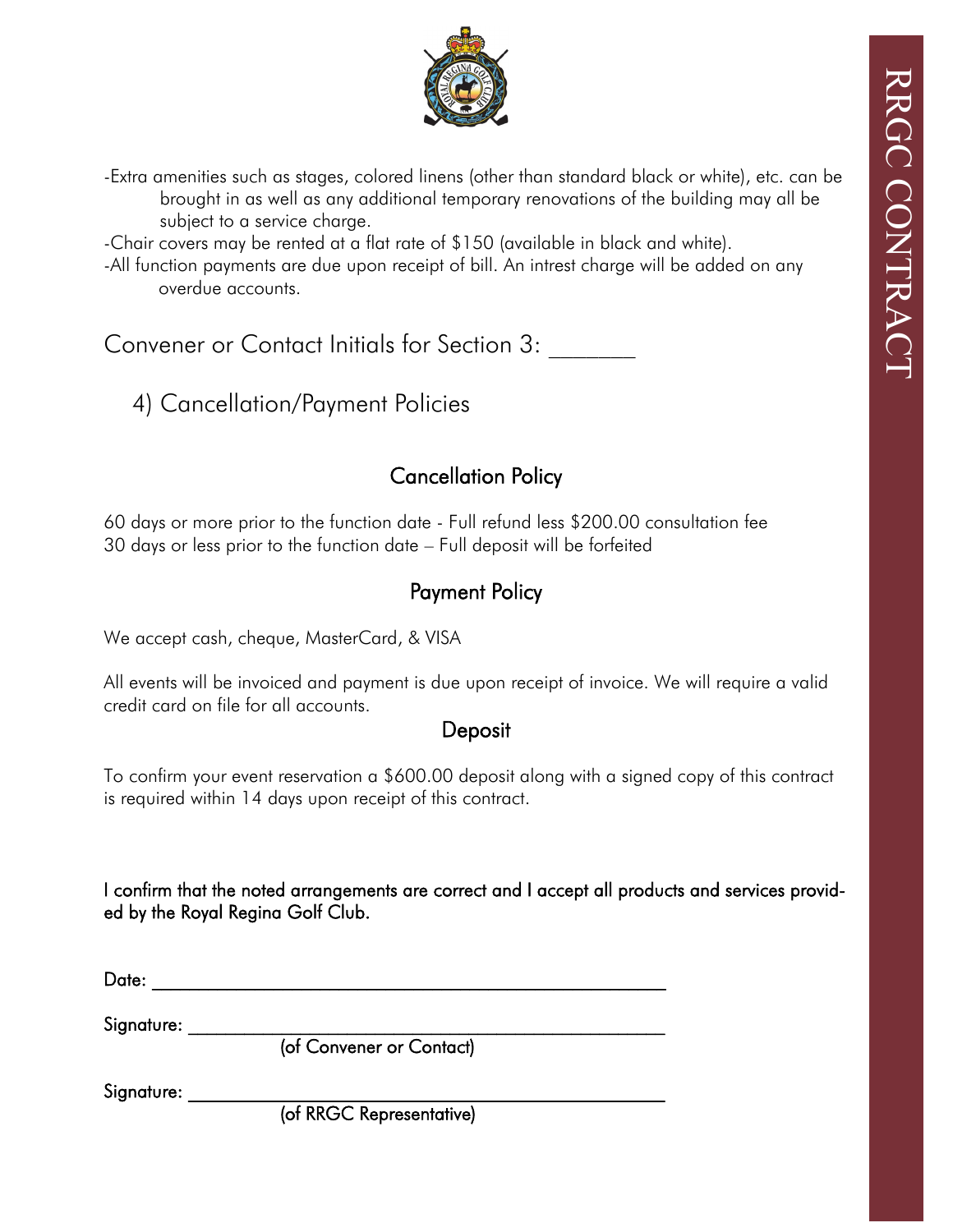-Extra amenities such as stages, colored linens (other than standard black or white), etc. can be brought in as well as any additional temporary renovations of the building may all be subject to a service charge.

-Chair covers may be rented at a flat rate of $150 (available in black and white).

-All function payments are due upon receipt of bill. An intrest charge will be added on any overdue accounts.

Convener or Contact Initials for Section 3: _______

## 4) Cancellation/Payment Policies

### Cancellation Policy

60 days or more prior to the function date - Full refund less $200.00 consultation fee
30 days or less prior to the function date – Full deposit will be forfeited

### Payment Policy

We accept cash, cheque, MasterCard, & VISA

All events will be invoiced and payment is due upon receipt of invoice. We will require a valid credit card on file for all accounts.

### Deposit

To confirm your event reservation a $600.00 deposit along with a signed copy of this contract is required within 14 days upon receipt of this contract.

**I confirm that the noted arrangements are correct and I accept all products and services provided by the Royal Regina Golf Club.**

Date: ____________________________________________

Signature: ________________________________________
(of Convener or Contact)

Signature: ________________________________________
(of RRGC Representative)